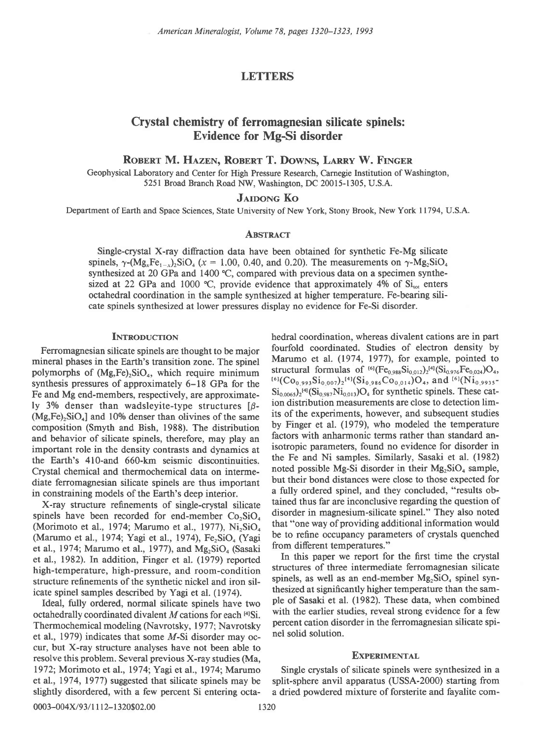## LETTERS

# Crystal chemistry of ferromagnesian silicate spinels: Evidence for Mg-Si disorder

**Robert M. Hazen, Robert T. Downs, Larry W. Finger**

Geophysical Laboratory and Center for High Pressure Research, Carnegie Institution of Washington, 5251 Broad Branch Road NW, Washington, DC 20015-1305, U.S.A.

**Jaidong Ko**

Department of Earth and Space Sciences, State University of New York, Stony Brook, New York 11794, U.S.A.

### Abstract

Single-crystal X-ray diffraction data have been obtained for synthetic Fe-Mg silicate spinels, $\gamma$-$(Mg_xFe_{1-x})_2SiO_4$ ($x$ = 1.00, 0.40, and 0.20). The measurements on $\gamma$-$Mg_2SiO_4$ synthesized at 20 GPa and 1400 °C, compared with previous data on a specimen synthesized at 22 GPa and 1000 °C, provide evidence that approximately 4% of $Si_{tot}$ enters octahedral coordination in the sample synthesized at higher temperature. Fe-bearing silicate spinels synthesized at lower pressures display no evidence for Fe-Si disorder.

### Introduction

Ferromagnesian silicate spinels are thought to be major mineral phases in the Earth's transition zone. The spinel polymorphs of $(Mg,Fe)_2SiO_4$, which require minimum synthesis pressures of approximately 6–18 GPa for the Fe and Mg end-members, respectively, are approximately 3% denser than wadsleyite-type structures [$\beta$-$(Mg,Fe)_2SiO_4$] and 10% denser than olivines of the same composition (Smyth and Bish, 1988). The distribution and behavior of silicate spinels, therefore, may play an important role in the density contrasts and dynamics at the Earth's 410-and 660-km seismic discontinuities. Crystal chemical and thermochemical data on intermediate ferromagnesian silicate spinels are thus important in constraining models of the Earth's deep interior.

X-ray structure refinements of single-crystal silicate spinels have been recorded for end-member $Co_2SiO_4$ (Morimoto et al., 1974; Marumo et al., 1977), $Ni_2SiO_4$ (Marumo et al., 1974; Yagi et al., 1974), $Fe_2SiO_4$ (Yagi et al., 1974; Marumo et al., 1977), and $Mg_2SiO_4$ (Sasaki et al., 1982). In addition, Finger et al. (1979) reported high-temperature, high-pressure, and room-condition structure refinements of the synthetic nickel and iron silicate spinel samples described by Yagi et al. (1974).

Ideal, fully ordered, normal silicate spinels have two octahedrally coordinated divalent $M$ cations for each $^{[4]}Si$. Thermochemical modeling (Navrotsky, 1977; Navrotsky et al., 1979) indicates that some $M$-Si disorder may occur, but X-ray structure analyses have not been able to resolve this problem. Several previous X-ray studies (Ma, 1972; Morimoto et al., 1974; Yagi et al., 1974; Marumo et al., 1974, 1977) suggested that silicate spinels may be slightly disordered, with a few percent Si entering octahedral coordination, whereas divalent cations are in part fourfold coordinated. Studies of electron density by Marumo et al. (1974, 1977), for example, pointed to structural formulas of $^{[6]}(Fe_{0.988}Si_{0.012})_2{}^{[4]}(Si_{0.976}Fe_{0.024})O_4$, $^{[6]}(Co_{0.993}Si_{0.007})_2{}^{[4]}(Si_{0.986}Co_{0.014})O_4$, and $^{[6]}(Ni_{0.9935}Si_{0.0065})_2{}^{[4]}(Si_{0.987}Ni_{0.013})O_4$ for synthetic spinels. These cation distribution measurements are close to detection limits of the experiments, however, and subsequent studies by Finger et al. (1979), who modeled the temperature factors with anharmonic terms rather than standard anisotropic parameters, found no evidence for disorder in the Fe and Ni samples. Similarly, Sasaki et al. (1982) noted possible Mg-Si disorder in their $Mg_2SiO_4$ sample, but their bond distances were close to those expected for a fully ordered spinel, and they concluded, "results obtained thus far are inconclusive regarding the question of disorder in magnesium-silicate spinel." They also noted that "one way of providing additional information would be to refine occupancy parameters of crystals quenched from different temperatures."

In this paper we report for the first time the crystal structures of three intermediate ferromagnesian silicate spinels, as well as an end-member $Mg_2SiO_4$ spinel synthesized at significantly higher temperature than the sample of Sasaki et al. (1982). These data, when combined with the earlier studies, reveal strong evidence for a few percent cation disorder in the ferromagnesian silicate spinel solid solution.

### Experimental

Single crystals of silicate spinels were synthesized in a split-sphere anvil apparatus (USSA-2000) starting from a dried powdered mixture of forsterite and fayalite com-

0003-004X/93/1112-1320$02.00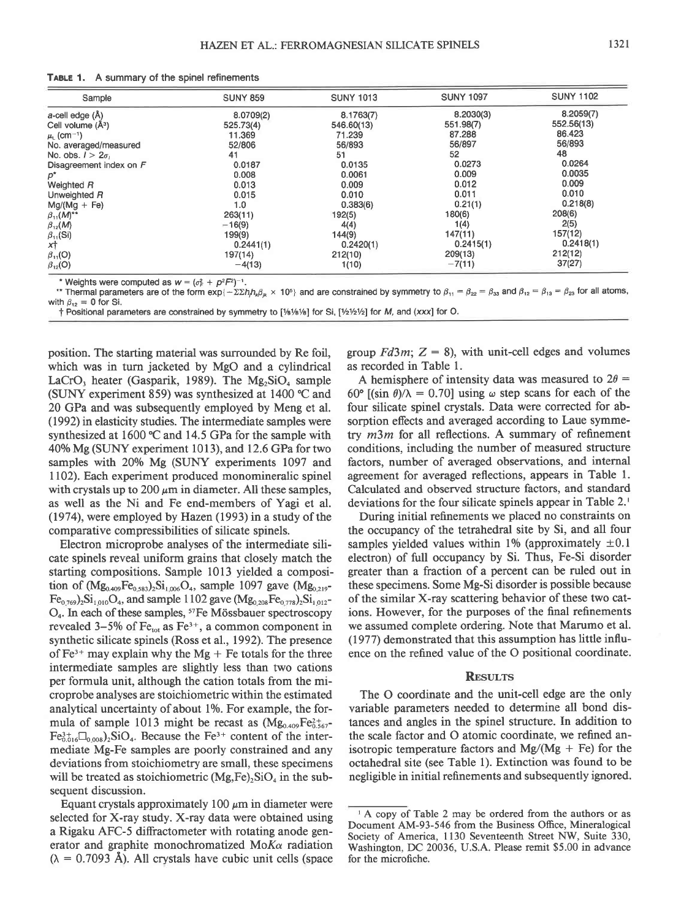**TABLE 1.** A summary of the spinel refinements

| Sample | SUNY 859 | SUNY 1013 | SUNY 1097 | SUNY 1102 |
|---|---|---|---|---|
| *a*-cell edge (Å) | 8.0709(2) | 8.1763(7) | 8.2030(3) | 8.2059(7) |
| Cell volume (Å$^3$) | 525.73(4) | 546.60(13) | 551.98(7) | 552.56(13) |
| $\mu_L$ (cm$^{-1}$) | 11.369 | 71.239 | 87.288 | 86.423 |
| No. averaged/measured | 52/806 | 56/893 | 56/897 | 56/893 |
| No. obs. $I > 2\sigma_I$ | 41 | 51 | 52 | 48 |
| Disagreement index on *F* | 0.0187 | 0.0135 | 0.0273 | 0.0264 |
| $p$* | 0.008 | 0.0061 | 0.009 | 0.0035 |
| Weighted *R* | 0.013 | 0.009 | 0.012 | 0.009 |
| Unweighted *R* | 0.015 | 0.010 | 0.011 | 0.010 |
| Mg/(Mg + Fe) | 1.0 | 0.383(6) | 0.21(1) | 0.218(8) |
| $\beta_{11}(M)$** | 263(11) | 192(5) | 180(6) | 208(6) |
| $\beta_{12}(M)$ | −16(9) | 4(4) | 1(4) | 2(5) |
| $\beta_{11}$(Si) | 199(9) | 144(9) | 147(11) | 157(12) |
| $x$† | 0.2441(1) | 0.2420(1) | 0.2415(1) | 0.2418(1) |
| $\beta_{11}$(O) | 197(14) | 212(10) | 209(13) | 212(12) |
| $\beta_{12}$(O) | −4(13) | 1(10) | −7(11) | 37(27) |

\* Weights were computed as $w = (\sigma_F^2 + p^2F^2)^{-1}$.

\*\* Thermal parameters are of the form $\exp(-\Sigma\Sigma h_j h_k \beta_{jk} \times 10^5)$ and are constrained by symmetry to $\beta_{11} = \beta_{22} = \beta_{33}$ and $\beta_{12} = \beta_{13} = \beta_{23}$ for all atoms, with $\beta_{12} = 0$ for Si.

† Positional parameters are constrained by symmetry to [⅛⅛⅛] for Si, [½½½] for *M*, and (*xxx*) for O.

position. The starting material was surrounded by Re foil, which was in turn jacketed by MgO and a cylindrical $LaCrO_3$ heater (Gasparik, 1989). The $Mg_2SiO_4$ sample (SUNY experiment 859) was synthesized at 1400 °C and 20 GPa and was subsequently employed by Meng et al. (1992) in elasticity studies. The intermediate samples were synthesized at 1600 °C and 14.5 GPa for the sample with 40% Mg (SUNY experiment 1013), and 12.6 GPa for two samples with 20% Mg (SUNY experiments 1097 and 1102). Each experiment produced monomineralic spinel with crystals up to 200 μm in diameter. All these samples, as well as the Ni and Fe end-members of Yagi et al. (1974), were employed by Hazen (1993) in a study of the comparative compressibilities of silicate spinels.

Electron microprobe analyses of the intermediate silicate spinels reveal uniform grains that closely match the starting compositions. Sample 1013 yielded a composition of $(Mg_{0.409}Fe_{0.583})_2Si_{1.006}O_4$, sample 1097 gave $(Mg_{0.219}Fe_{0.769})_2Si_{1.010}O_4$, and sample 1102 gave $(Mg_{0.208}Fe_{0.778})_2Si_{1.012}O_4$. In each of these samples, $^{57}Fe$ Mössbauer spectroscopy revealed 3–5% of $Fe_{tot}$ as $Fe^{3+}$, a common component in synthetic silicate spinels (Ross et al., 1992). The presence of $Fe^{3+}$ may explain why the Mg + Fe totals for the three intermediate samples are slightly less than two cations per formula unit, although the cation totals from the microprobe analyses are stoichiometric within the estimated analytical uncertainty of about 1%. For example, the formula of sample 1013 might be recast as $(Mg_{0.409}Fe^{2+}_{0.567}Fe^{3+}_{0.016}\square_{0.008})_2SiO_4$. Because the $Fe^{3+}$ content of the intermediate Mg-Fe samples are poorly constrained and any deviations from stoichiometry are small, these specimens will be treated as stoichiometric $(Mg,Fe)_2SiO_4$ in the subsequent discussion.

Equant crystals approximately 100 μm in diameter were selected for X-ray study. X-ray data were obtained using a Rigaku AFC-5 diffractometer with rotating anode generator and graphite monochromatized Mo*Kα* radiation (λ = 0.7093 Å). All crystals have cubic unit cells (space group *Fd*3*m*; *Z* = 8), with unit-cell edges and volumes as recorded in Table 1.

A hemisphere of intensity data was measured to $2\theta = 60°$ [$(\sin\theta)/\lambda = 0.70$] using ω step scans for each of the four silicate spinel crystals. Data were corrected for absorption effects and averaged according to Laue symmetry *m*3*m* for all reflections. A summary of refinement conditions, including the number of measured structure factors, number of averaged observations, and internal agreement for averaged reflections, appears in Table 1. Calculated and observed structure factors, and standard deviations for the four silicate spinels appear in Table 2.[1]

During initial refinements we placed no constraints on the occupancy of the tetrahedral site by Si, and all four samples yielded values within 1% (approximately ±0.1 electron) of full occupancy by Si. Thus, Fe-Si disorder greater than a fraction of a percent can be ruled out in these specimens. Some Mg-Si disorder is possible because of the similar X-ray scattering behavior of these two cations. However, for the purposes of the final refinements we assumed complete ordering. Note that Marumo et al. (1977) demonstrated that this assumption has little influence on the refined value of the O positional coordinate.

## RESULTS

The O coordinate and the unit-cell edge are the only variable parameters needed to determine all bond distances and angles in the spinel structure. In addition to the scale factor and O atomic coordinate, we refined anisotropic temperature factors and Mg/(Mg + Fe) for the octahedral site (see Table 1). Extinction was found to be negligible in initial refinements and subsequently ignored.

[1] A copy of Table 2 may be ordered from the authors or as Document AM-93-546 from the Business Office, Mineralogical Society of America, 1130 Seventeenth Street NW, Suite 330, Washington, DC 20036, U.S.A. Please remit $5.00 in advance for the microfiche.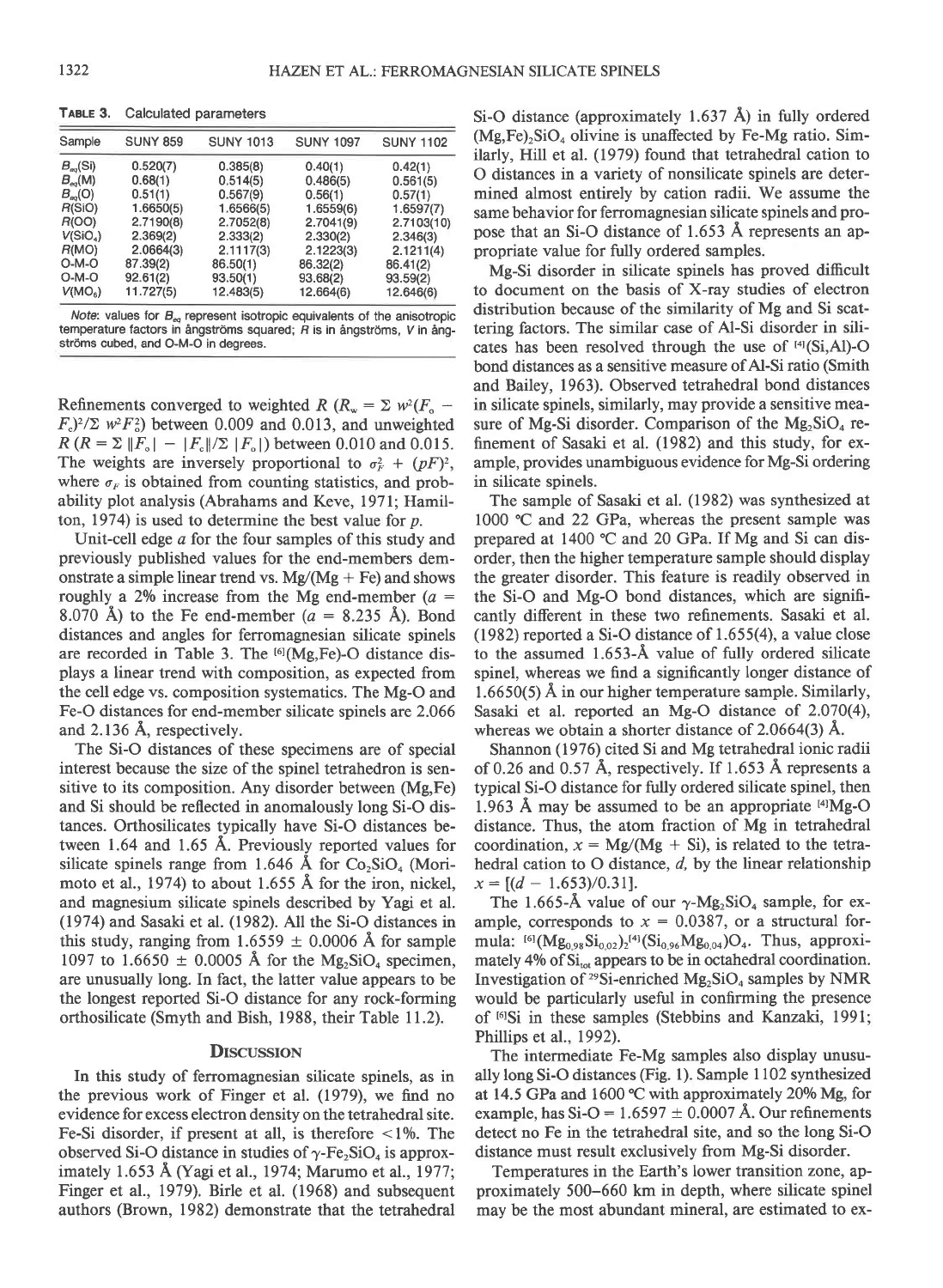**TABLE 3.** Calculated parameters

| Sample | SUNY 859 | SUNY 1013 | SUNY 1097 | SUNY 1102 |
|---|---|---|---|---|
| $B_{eq}$(Si) | 0.520(7) | 0.385(8) | 0.40(1) | 0.42(1) |
| $B_{eq}$(M) | 0.68(1) | 0.514(5) | 0.486(5) | 0.561(5) |
| $B_{eq}$(O) | 0.51(1) | 0.567(9) | 0.56(1) | 0.57(1) |
| *R*(SiO) | 1.6650(5) | 1.6566(5) | 1.6559(6) | 1.6597(7) |
| *R*(OO) | 2.7190(8) | 2.7052(8) | 2.7041(9) | 2.7103(10) |
| *V*($SiO_4$) | 2.369(2) | 2.333(2) | 2.330(2) | 2.346(3) |
| *R*(MO) | 2.0664(3) | 2.1117(3) | 2.1223(3) | 2.1211(4) |
| O-M-O | 87.39(2) | 86.50(1) | 86.32(2) | 86.41(2) |
| O-M-O | 92.61(2) | 93.50(1) | 93.68(2) | 93.59(2) |
| *V*($MO_6$) | 11.727(5) | 12.483(5) | 12.664(6) | 12.646(6) |

*Note:* values for $B_{eq}$ represent isotropic equivalents of the anisotropic temperature factors in ångströms squared; *R* is in ångströms, *V* in ångströms cubed, and O-M-O in degrees.

Refinements converged to weighted *R* ($R_w = \Sigma\, w^2(F_o - F_c)^2/\Sigma\, w^2F_o^2$) between 0.009 and 0.013, and unweighted *R* ($R = \Sigma\, \| F_o | - | F_c \| / \Sigma\, | F_o |$) between 0.010 and 0.015. The weights are inversely proportional to $\sigma_F^2 + (pF)^2$, where $\sigma_F$ is obtained from counting statistics, and probability plot analysis (Abrahams and Keve, 1971; Hamilton, 1974) is used to determine the best value for *p*.

Unit-cell edge *a* for the four samples of this study and previously published values for the end-members demonstrate a simple linear trend vs. Mg/(Mg + Fe) and shows roughly a 2% increase from the Mg end-member (*a* = 8.070 Å) to the Fe end-member (*a* = 8.235 Å). Bond distances and angles for ferromagnesian silicate spinels are recorded in Table 3. The [6](Mg,Fe)-O distance displays a linear trend with composition, as expected from the cell edge vs. composition systematics. The Mg-O and Fe-O distances for end-member silicate spinels are 2.066 and 2.136 Å, respectively.

The Si-O distances of these specimens are of special interest because the size of the spinel tetrahedron is sensitive to its composition. Any disorder between (Mg,Fe) and Si should be reflected in anomalously long Si-O distances. Orthosilicates typically have Si-O distances between 1.64 and 1.65 Å. Previously reported values for silicate spinels range from 1.646 Å for $Co_2SiO_4$ (Morimoto et al., 1974) to about 1.655 Å for the iron, nickel, and magnesium silicate spinels described by Yagi et al. (1974) and Sasaki et al. (1982). All the Si-O distances in this study, ranging from 1.6559 ± 0.0006 Å for sample 1097 to 1.6650 ± 0.0005 Å for the $Mg_2SiO_4$ specimen, are unusually long. In fact, the latter value appears to be the longest reported Si-O distance for any rock-forming orthosilicate (Smyth and Bish, 1988, their Table 11.2).

## DISCUSSION

In this study of ferromagnesian silicate spinels, as in the previous work of Finger et al. (1979), we find no evidence for excess electron density on the tetrahedral site. Fe-Si disorder, if present at all, is therefore <1%. The observed Si-O distance in studies of γ-$Fe_2SiO_4$ is approximately 1.653 Å (Yagi et al., 1974; Marumo et al., 1977; Finger et al., 1979). Birle et al. (1968) and subsequent authors (Brown, 1982) demonstrate that the tetrahedral Si-O distance (approximately 1.637 Å) in fully ordered $(Mg,Fe)_2SiO_4$ olivine is unaffected by Fe-Mg ratio. Similarly, Hill et al. (1979) found that tetrahedral cation to O distances in a variety of nonsilicate spinels are determined almost entirely by cation radii. We assume the same behavior for ferromagnesian silicate spinels and propose that an Si-O distance of 1.653 Å represents an appropriate value for fully ordered samples.

Mg-Si disorder in silicate spinels has proved difficult to document on the basis of X-ray studies of electron distribution because of the similarity of Mg and Si scattering factors. The similar case of Al-Si disorder in silicates has been resolved through the use of [4](Si,Al)-O bond distances as a sensitive measure of Al-Si ratio (Smith and Bailey, 1963). Observed tetrahedral bond distances in silicate spinels, similarly, may provide a sensitive measure of Mg-Si disorder. Comparison of the $Mg_2SiO_4$ refinement of Sasaki et al. (1982) and this study, for example, provides unambiguous evidence for Mg-Si ordering in silicate spinels.

The sample of Sasaki et al. (1982) was synthesized at 1000 °C and 22 GPa, whereas the present sample was prepared at 1400 °C and 20 GPa. If Mg and Si can disorder, then the higher temperature sample should display the greater disorder. This feature is readily observed in the Si-O and Mg-O bond distances, which are significantly different in these two refinements. Sasaki et al. (1982) reported a Si-O distance of 1.655(4), a value close to the assumed 1.653-Å value of fully ordered silicate spinel, whereas we find a significantly longer distance of 1.6650(5) Å in our higher temperature sample. Similarly, Sasaki et al. reported an Mg-O distance of 2.070(4), whereas we obtain a shorter distance of 2.0664(3) Å.

Shannon (1976) cited Si and Mg tetrahedral ionic radii of 0.26 and 0.57 Å, respectively. If 1.653 Å represents a typical Si-O distance for fully ordered silicate spinel, then 1.963 Å may be assumed to be an appropriate [4]Mg-O distance. Thus, the atom fraction of Mg in tetrahedral coordination, $x = \mathrm{Mg}/(\mathrm{Mg} + \mathrm{Si})$, is related to the tetrahedral cation to O distance, *d*, by the linear relationship $x = [(d - 1.653)/0.31]$.

The 1.665-Å value of our γ-$Mg_2SiO_4$ sample, for example, corresponds to $x = 0.0387$, or a structural formula: $^{[6]}(Mg_{0.98}Si_{0.02})_2{}^{[4]}(Si_{0.96}Mg_{0.04})O_4$. Thus, approximately 4% of $Si_{tot}$ appears to be in octahedral coordination. Investigation of $^{29}Si$-enriched $Mg_2SiO_4$ samples by NMR would be particularly useful in confirming the presence of [6]Si in these samples (Stebbins and Kanzaki, 1991; Phillips et al., 1992).

The intermediate Fe-Mg samples also display unusually long Si-O distances (Fig. 1). Sample 1102 synthesized at 14.5 GPa and 1600 °C with approximately 20% Mg, for example, has Si-O = 1.6597 ± 0.0007 Å. Our refinements detect no Fe in the tetrahedral site, and so the long Si-O distance must result exclusively from Mg-Si disorder.

Temperatures in the Earth's lower transition zone, approximately 500–660 km in depth, where silicate spinel may be the most abundant mineral, are estimated to ex-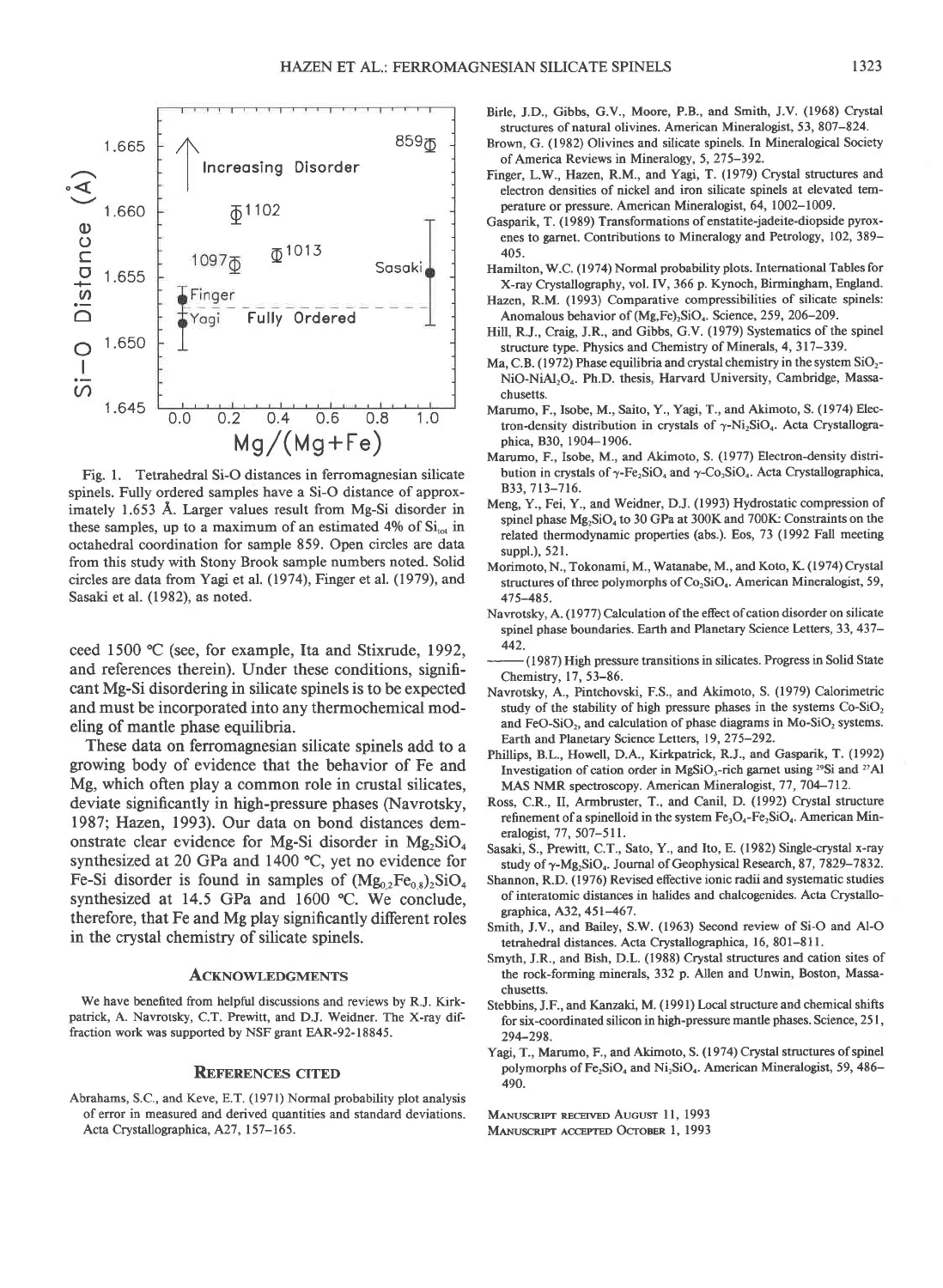Si–O Distance (Å)

1.665

1.660

1.655

1.650

1.645

0.0 0.2 0.4 0.6 0.8 1.0

Mg/(Mg+Fe)

Increasing Disorder

859

1102

1097

1013

Sasaki

Finger

Yagi

Fully Ordered

Fig. 1. Tetrahedral Si-O distances in ferromagnesian silicate spinels. Fully ordered samples have a Si-O distance of approximately 1.653 Å. Larger values result from Mg-Si disorder in these samples, up to a maximum of an estimated 4% of $Si_{tot}$ in octahedral coordination for sample 859. Open circles are data from this study with Stony Brook sample numbers noted. Solid circles are data from Yagi et al. (1974), Finger et al. (1979), and Sasaki et al. (1982), as noted.

ceed 1500 °C (see, for example, Ita and Stixrude, 1992, and references therein). Under these conditions, significant Mg-Si disordering in silicate spinels is to be expected and must be incorporated into any thermochemical modeling of mantle phase equilibria.

These data on ferromagnesian silicate spinels add to a growing body of evidence that the behavior of Fe and Mg, which often play a common role in crustal silicates, deviate significantly in high-pressure phases (Navrotsky, 1987; Hazen, 1993). Our data on bond distances demonstrate clear evidence for Mg-Si disorder in $Mg_2SiO_4$ synthesized at 20 GPa and 1400 °C, yet no evidence for Fe-Si disorder is found in samples of $(Mg_{0.2}Fe_{0.8})_2SiO_4$ synthesized at 14.5 GPa and 1600 °C. We conclude, therefore, that Fe and Mg play significantly different roles in the crystal chemistry of silicate spinels.

## Acknowledgments

We have benefited from helpful discussions and reviews by R.J. Kirkpatrick, A. Navrotsky, C.T. Prewitt, and D.J. Weidner. The X-ray diffraction work was supported by NSF grant EAR-92-18845.

## References cited

Abrahams, S.C., and Keve, E.T. (1971) Normal probability plot analysis of error in measured and derived quantities and standard deviations. Acta Crystallographica, A27, 157–165.

Birle, J.D., Gibbs, G.V., Moore, P.B., and Smith, J.V. (1968) Crystal structures of natural olivines. American Mineralogist, 53, 807–824.

Brown, G. (1982) Olivines and silicate spinels. In Mineralogical Society of America Reviews in Mineralogy, 5, 275–392.

Finger, L.W., Hazen, R.M., and Yagi, T. (1979) Crystal structures and electron densities of nickel and iron silicate spinels at elevated temperature or pressure. American Mineralogist, 64, 1002–1009.

Gasparik, T. (1989) Transformations of enstatite-jadeite-diopside pyroxenes to garnet. Contributions to Mineralogy and Petrology, 102, 389–405.

Hamilton, W.C. (1974) Normal probability plots. International Tables for X-ray Crystallography, vol. IV, 366 p. Kynoch, Birmingham, England.

Hazen, R.M. (1993) Comparative compressibilities of silicate spinels: Anomalous behavior of $(Mg,Fe)_2SiO_4$. Science, 259, 206–209.

Hill, R.J., Craig, J.R., and Gibbs, G.V. (1979) Systematics of the spinel structure type. Physics and Chemistry of Minerals, 4, 317–339.

Ma, C.B. (1972) Phase equilibria and crystal chemistry in the system $SiO_2$-$NiO$-$NiAl_2O_4$. Ph.D. thesis, Harvard University, Cambridge, Massachusetts.

Marumo, F., Isobe, M., Saito, Y., Yagi, T., and Akimoto, S. (1974) Electron-density distribution in crystals of $\gamma$-$Ni_2SiO_4$. Acta Crystallographica, B30, 1904–1906.

Marumo, F., Isobe, M., and Akimoto, S. (1977) Electron-density distribution in crystals of $\gamma$-$Fe_2SiO_4$ and $\gamma$-$Co_2SiO_4$. Acta Crystallographica, B33, 713–716.

Meng, Y., Fei, Y., and Weidner, D.J. (1993) Hydrostatic compression of spinel phase $Mg_2SiO_4$ to 30 GPa at 300K and 700K: Constraints on the related thermodynamic properties (abs.). Eos, 73 (1992 Fall meeting suppl.), 521.

Morimoto, N., Tokonami, M., Watanabe, M., and Koto, K. (1974) Crystal structures of three polymorphs of $Co_2SiO_4$. American Mineralogist, 59, 475–485.

Navrotsky, A. (1977) Calculation of the effect of cation disorder on silicate spinel phase boundaries. Earth and Planetary Science Letters, 33, 437–442.

——— (1987) High pressure transitions in silicates. Progress in Solid State Chemistry, 17, 53–86.

Navrotsky, A., Pintchovski, F.S., and Akimoto, S. (1979) Calorimetric study of the stability of high pressure phases in the systems Co-$SiO_2$ and FeO-$SiO_2$, and calculation of phase diagrams in Mo-$SiO_2$ systems. Earth and Planetary Science Letters, 19, 275–292.

Phillips, B.L., Howell, D.A., Kirkpatrick, R.J., and Gasparik, T. (1992) Investigation of cation order in $MgSiO_3$-rich garnet using $^{29}Si$ and $^{27}Al$ MAS NMR spectroscopy. American Mineralogist, 77, 704–712.

Ross, C.R., II, Armbruster, T., and Canil, D. (1992) Crystal structure refinement of a spinelloid in the system $Fe_3O_4$-$Fe_2SiO_4$. American Mineralogist, 77, 507–511.

Sasaki, S., Prewitt, C.T., Sato, Y., and Ito, E. (1982) Single-crystal x-ray study of $\gamma$-$Mg_2SiO_4$. Journal of Geophysical Research, 87, 7829–7832.

Shannon, R.D. (1976) Revised effective ionic radii and systematic studies of interatomic distances in halides and chalcogenides. Acta Crystallographica, A32, 451–467.

Smith, J.V., and Bailey, S.W. (1963) Second review of Si-O and Al-O tetrahedral distances. Acta Crystallographica, 16, 801–811.

Smyth, J.R., and Bish, D.L. (1988) Crystal structures and cation sites of the rock-forming minerals, 332 p. Allen and Unwin, Boston, Massachusetts.

Stebbins, J.F., and Kanzaki, M. (1991) Local structure and chemical shifts for six-coordinated silicon in high-pressure mantle phases. Science, 251, 294–298.

Yagi, T., Marumo, F., and Akimoto, S. (1974) Crystal structures of spinel polymorphs of $Fe_2SiO_4$ and $Ni_2SiO_4$. American Mineralogist, 59, 486–490.

Manuscript received August 11, 1993
Manuscript accepted October 1, 1993